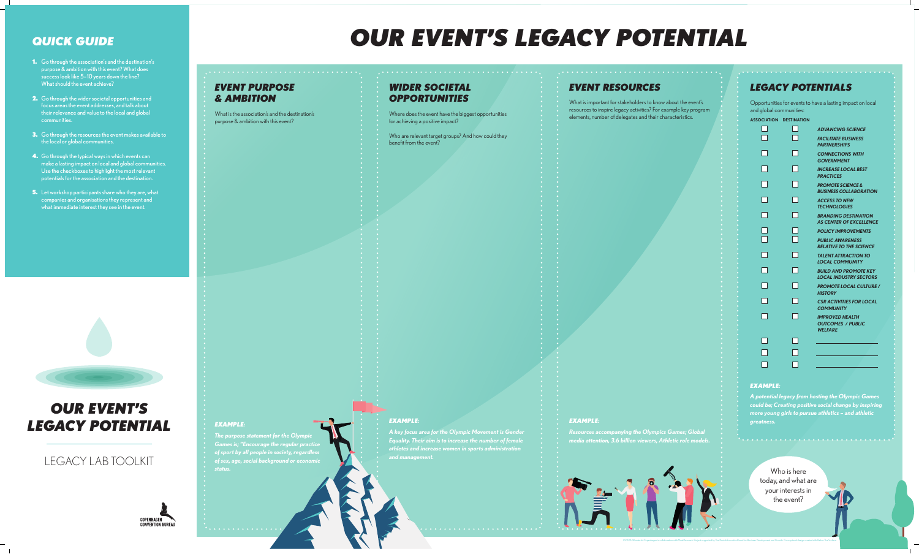## QUICK GUIDE

1. Go through the association's and the destination's purpose & ambition with this event? What does success look like 5–10 years down the line? What should the event achieve?
2. Go through the wider societal opportunities and focus areas the event addresses, and talk about their relevance and value to the local and global communities.
3. Go through the resources the event makes available to the local or global communities.
4. Go through the typical ways in which events can make a lasting impact on local and global communities. Use the checkboxes to highlight the most relevant potentials for the association and the destination.
5. Let workshop participants share who they are, what companies and organisations they represent and what immediate interest they see in the event.

## OUR EVENT'S LEGACY POTENTIAL

LEGACY LAB TOOLKIT

COPENHAGEN CONVENTION BUREAU

# OUR EVENT'S LEGACY POTENTIAL

## EVENT PURPOSE & AMBITION

What is the association's and the destination's purpose & ambition with this event?

**EXAMPLE:**

*The purpose statement for the Olympic Games is; "Encourage the regular practice of sport by all people in society, regardless of sex, age, social background or economic status.*

## WIDER SOCIETAL OPPORTUNITIES

Where does the event have the biggest opportunities for achieving a positive impact?

Who are relevant target groups? And how could they benefit from the event?

**EXAMPLE:**

*A key focus area for the Olympic Movement is Gender Equality. Their aim is to increase the number of female athletes and increase women in sports administration and management.*

## EVENT RESOURCES

What is important for stakeholders to know about the event's resources to inspire legacy activities? For example key program elements, number of delegates and their characteristics.

**EXAMPLE:**

*Resources accompanying the Olympics Games; Global media attention, 3.6 billion viewers, Athletic role models.*

## LEGACY POTENTIALS

Opportunities for events to have a lasting impact on local and global communities:

| ASSOCIATION | DESTINATION | |
|---|---|---|
| ☐ | ☐ | ADVANCING SCIENCE |
| ☐ | ☐ | FACILITATE BUSINESS PARTNERSHIPS |
| ☐ | ☐ | CONNECTIONS WITH GOVERNMENT |
| ☐ | ☐ | INCREASE LOCAL BEST PRACTICES |
| ☐ | ☐ | PROMOTE SCIENCE & BUSINESS COLLABORATION |
| ☐ | ☐ | ACCESS TO NEW TECHNOLOGIES |
| ☐ | ☐ | BRANDING DESTINATION AS CENTER OF EXCELLENCE |
| ☐ | ☐ | POLICY IMPROVEMENTS |
| ☐ | ☐ | PUBLIC AWARENESS RELATIVE TO THE SCIENCE |
| ☐ | ☐ | TALENT ATTRACTION TO LOCAL COMMUNITY |
| ☐ | ☐ | BUILD AND PROMOTE KEY LOCAL INDUSTRY SECTORS |
| ☐ | ☐ | PROMOTE LOCAL CULTURE / HISTORY |
| ☐ | ☐ | CSR ACTIVITIES FOR LOCAL COMMUNITY |
| ☐ | ☐ | IMPROVED HEALTH OUTCOMES / PUBLIC WELFARE |
| ☐ | ☐ | ________________ |
| ☐ | ☐ | ________________ |
| ☐ | ☐ | ________________ |

**EXAMPLE:**

*A potential legacy from hosting the Olympic Games could be; Creating positive social change by inspiring more young girls to pursue athletics – and athletic greatness.*

Who is here today, and what are your interests in the event?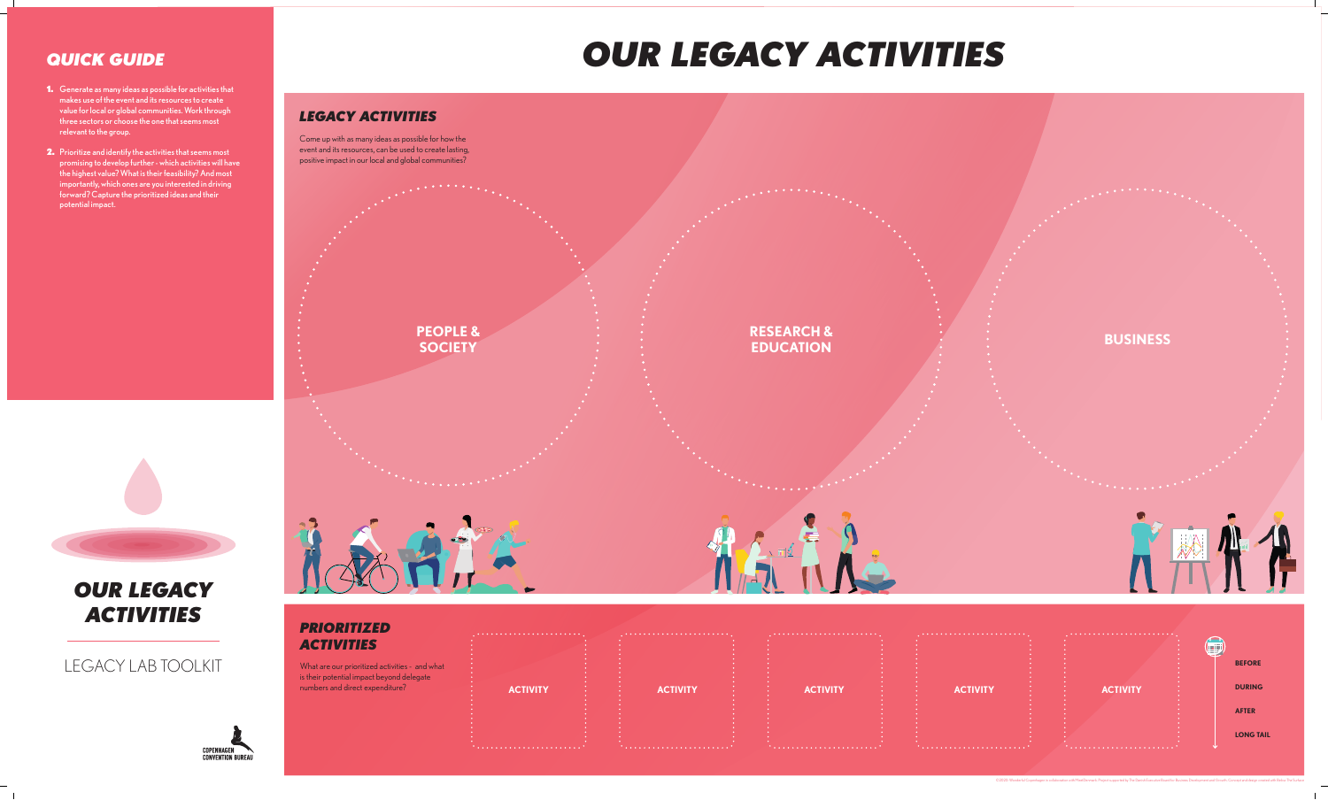## QUICK GUIDE

1. Generate as many ideas as possible for activities that makes use of the event and its resources to create value for local or global communities. Work through three sectors or choose the one that seems most relevant to the group.
2. Prioritize and identify the activities that seems most promising to develop further - which activities will have the highest value? What is their feasibility? And most importantly, which ones are you interested in driving forward? Capture the prioritized ideas and their potential impact.

## OUR LEGACY ACTIVITIES

LEGACY LAB TOOLKIT

COPENHAGEN CONVENTION BUREAU

# OUR LEGACY ACTIVITIES

## LEGACY ACTIVITIES

Come up with as many ideas as possible for how the event and its resources, can be used to create lasting, positive impact in our local and global communities?

PEOPLE & SOCIETY

RESEARCH & EDUCATION

BUSINESS

## PRIORITIZED ACTIVITIES

What are our prioritized activities - and what is their potential impact beyond delegate numbers and direct expenditure?

ACTIVITY

ACTIVITY

ACTIVITY

ACTIVITY

ACTIVITY

BEFORE

DURING

AFTER

LONG TAIL